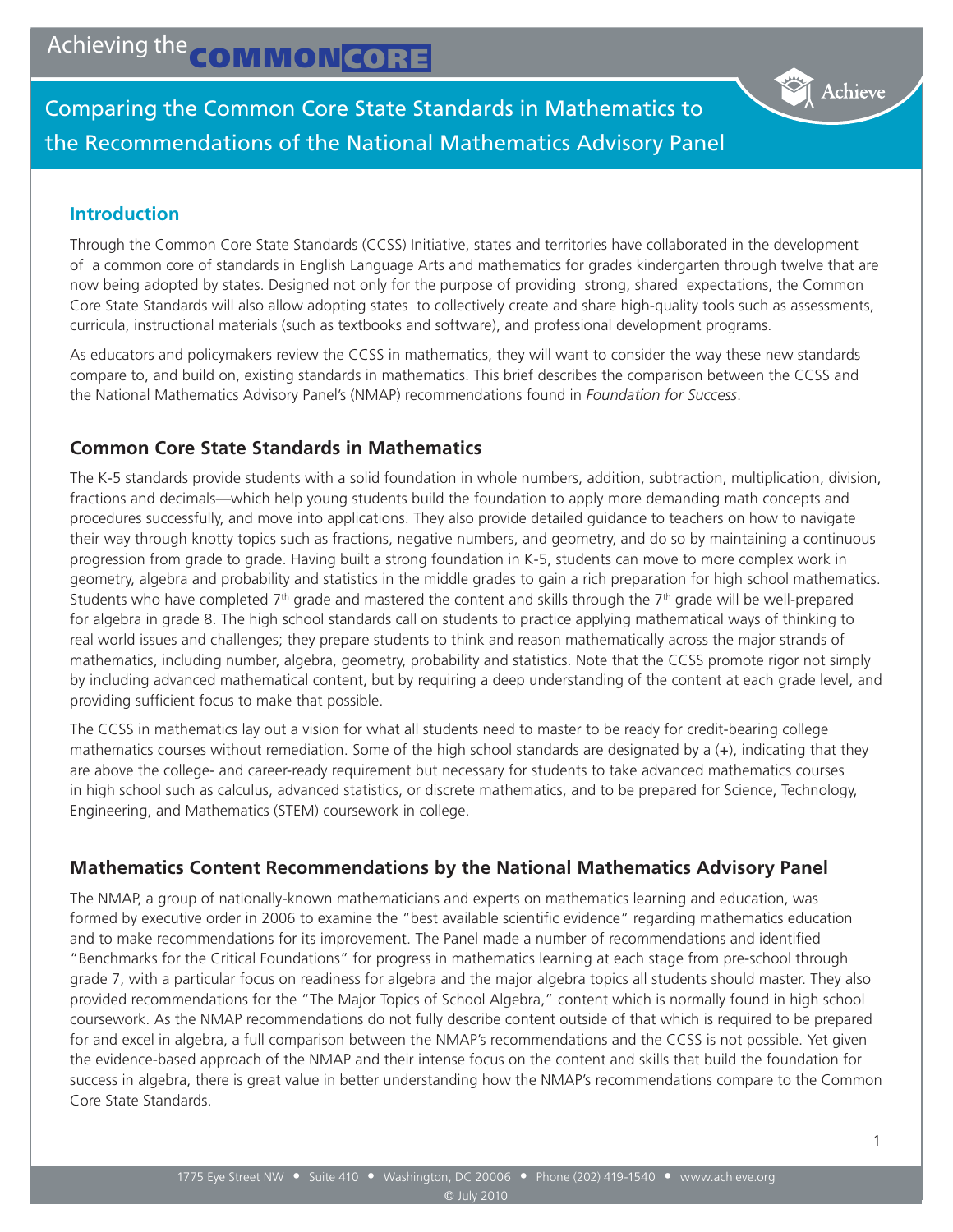# Achieving the COMMON CORE

## Comparing the Common Core State Standards in Mathematics to the Recommendations of the National Mathematics Advisory Panel

### Introduction

Through the Common Core State Standards (CCSS) Initiative, states and territories have collaborated in the development of a common core of standards in English Language Arts and mathematics for grades kindergarten through twelve that are now being adopted by states. Designed not only for the purpose of providing strong, shared expectations, the Common Core State Standards will also allow adopting states to collectively create and share high-quality tools such as assessments, curricula, instructional materials (such as textbooks and software), and professional development programs.

As educators and policymakers review the CCSS in mathematics, they will want to consider the way these new standards compare to, and build on, existing standards in mathematics. This brief describes the comparison between the CCSS and the National Mathematics Advisory Panel's (NMAP) recommendations found in *Foundation for Success*.

### Common Core State Standards in Mathematics

The K-5 standards provide students with a solid foundation in whole numbers, addition, subtraction, multiplication, division, fractions and decimals—which help young students build the foundation to apply more demanding math concepts and procedures successfully, and move into applications. They also provide detailed guidance to teachers on how to navigate their way through knotty topics such as fractions, negative numbers, and geometry, and do so by maintaining a continuous progression from grade to grade. Having built a strong foundation in K-5, students can move to more complex work in geometry, algebra and probability and statistics in the middle grades to gain a rich preparation for high school mathematics. Students who have completed 7th grade and mastered the content and skills through the 7th grade will be well-prepared for algebra in grade 8. The high school standards call on students to practice applying mathematical ways of thinking to real world issues and challenges; they prepare students to think and reason mathematically across the major strands of mathematics, including number, algebra, geometry, probability and statistics. Note that the CCSS promote rigor not simply by including advanced mathematical content, but by requiring a deep understanding of the content at each grade level, and providing sufficient focus to make that possible.

The CCSS in mathematics lay out a vision for what all students need to master to be ready for credit-bearing college mathematics courses without remediation. Some of the high school standards are designated by a (+), indicating that they are above the college- and career-ready requirement but necessary for students to take advanced mathematics courses in high school such as calculus, advanced statistics, or discrete mathematics, and to be prepared for Science, Technology, Engineering, and Mathematics (STEM) coursework in college.

### Mathematics Content Recommendations by the National Mathematics Advisory Panel

The NMAP, a group of nationally-known mathematicians and experts on mathematics learning and education, was formed by executive order in 2006 to examine the "best available scientific evidence" regarding mathematics education and to make recommendations for its improvement. The Panel made a number of recommendations and identified "Benchmarks for the Critical Foundations" for progress in mathematics learning at each stage from pre-school through grade 7, with a particular focus on readiness for algebra and the major algebra topics all students should master. They also provided recommendations for the "The Major Topics of School Algebra," content which is normally found in high school coursework. As the NMAP recommendations do not fully describe content outside of that which is required to be prepared for and excel in algebra, a full comparison between the NMAP's recommendations and the CCSS is not possible. Yet given the evidence-based approach of the NMAP and their intense focus on the content and skills that build the foundation for success in algebra, there is great value in better understanding how the NMAP's recommendations compare to the Common Core State Standards.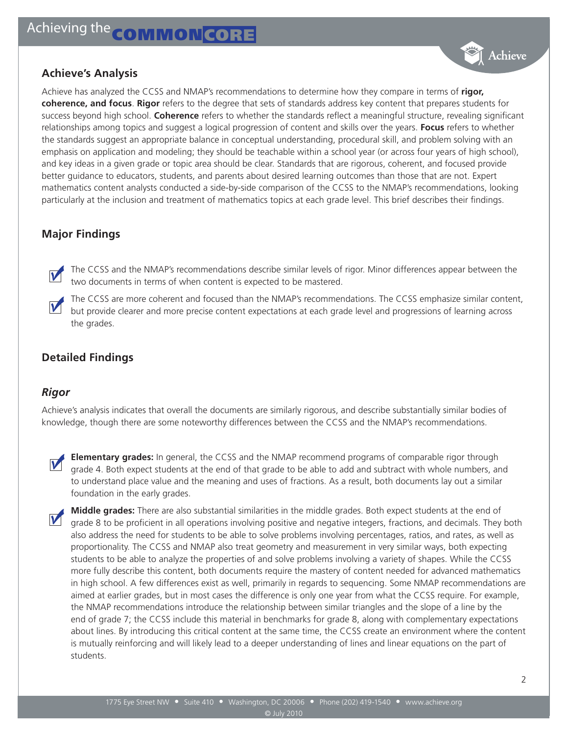## Achieve's Analysis

Achieve has analyzed the CCSS and NMAP's recommendations to determine how they compare in terms of **rigor, coherence, and focus**. **Rigor** refers to the degree that sets of standards address key content that prepares students for success beyond high school. **Coherence** refers to whether the standards reflect a meaningful structure, revealing significant relationships among topics and suggest a logical progression of content and skills over the years. **Focus** refers to whether the standards suggest an appropriate balance in conceptual understanding, procedural skill, and problem solving with an emphasis on application and modeling; they should be teachable within a school year (or across four years of high school), and key ideas in a given grade or topic area should be clear. Standards that are rigorous, coherent, and focused provide better guidance to educators, students, and parents about desired learning outcomes than those that are not. Expert mathematics content analysts conducted a side-by-side comparison of the CCSS to the NMAP's recommendations, looking particularly at the inclusion and treatment of mathematics topics at each grade level. This brief describes their findings.

## Major Findings

- The CCSS and the NMAP's recommendations describe similar levels of rigor. Minor differences appear between the two documents in terms of when content is expected to be mastered.
- The CCSS are more coherent and focused than the NMAP's recommendations. The CCSS emphasize similar content, but provide clearer and more precise content expectations at each grade level and progressions of learning across the grades.

## Detailed Findings

### *Rigor*

Achieve's analysis indicates that overall the documents are similarly rigorous, and describe substantially similar bodies of knowledge, though there are some noteworthy differences between the CCSS and the NMAP's recommendations.

- **Elementary grades:** In general, the CCSS and the NMAP recommend programs of comparable rigor through grade 4. Both expect students at the end of that grade to be able to add and subtract with whole numbers, and to understand place value and the meaning and uses of fractions. As a result, both documents lay out a similar foundation in the early grades.
- **Middle grades:** There are also substantial similarities in the middle grades. Both expect students at the end of grade 8 to be proficient in all operations involving positive and negative integers, fractions, and decimals. They both also address the need for students to be able to solve problems involving percentages, ratios, and rates, as well as proportionality. The CCSS and NMAP also treat geometry and measurement in very similar ways, both expecting students to be able to analyze the properties of and solve problems involving a variety of shapes. While the CCSS more fully describe this content, both documents require the mastery of content needed for advanced mathematics in high school. A few differences exist as well, primarily in regards to sequencing. Some NMAP recommendations are aimed at earlier grades, but in most cases the difference is only one year from what the CCSS require. For example, the NMAP recommendations introduce the relationship between similar triangles and the slope of a line by the end of grade 7; the CCSS include this material in benchmarks for grade 8, along with complementary expectations about lines. By introducing this critical content at the same time, the CCSS create an environment where the content is mutually reinforcing and will likely lead to a deeper understanding of lines and linear equations on the part of students.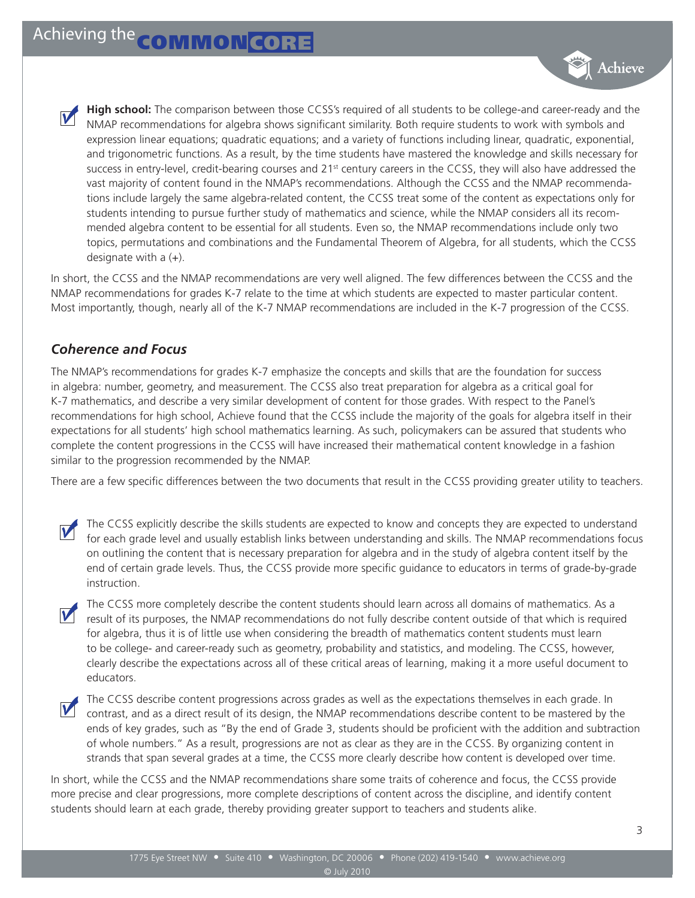- **High school:** The comparison between those CCSS's required of all students to be college-and career-ready and the NMAP recommendations for algebra shows significant similarity. Both require students to work with symbols and expression linear equations; quadratic equations; and a variety of functions including linear, quadratic, exponential, and trigonometric functions. As a result, by the time students have mastered the knowledge and skills necessary for success in entry-level, credit-bearing courses and 21st century careers in the CCSS, they will also have addressed the vast majority of content found in the NMAP's recommendations. Although the CCSS and the NMAP recommendations include largely the same algebra-related content, the CCSS treat some of the content as expectations only for students intending to pursue further study of mathematics and science, while the NMAP considers all its recommended algebra content to be essential for all students. Even so, the NMAP recommendations include only two topics, permutations and combinations and the Fundamental Theorem of Algebra, for all students, which the CCSS designate with a (+).

In short, the CCSS and the NMAP recommendations are very well aligned. The few differences between the CCSS and the NMAP recommendations for grades K-7 relate to the time at which students are expected to master particular content. Most importantly, though, nearly all of the K-7 NMAP recommendations are included in the K-7 progression of the CCSS.

### *Coherence and Focus*

The NMAP's recommendations for grades K-7 emphasize the concepts and skills that are the foundation for success in algebra: number, geometry, and measurement. The CCSS also treat preparation for algebra as a critical goal for K-7 mathematics, and describe a very similar development of content for those grades. With respect to the Panel's recommendations for high school, Achieve found that the CCSS include the majority of the goals for algebra itself in their expectations for all students' high school mathematics learning. As such, policymakers can be assured that students who complete the content progressions in the CCSS will have increased their mathematical content knowledge in a fashion similar to the progression recommended by the NMAP.

There are a few specific differences between the two documents that result in the CCSS providing greater utility to teachers.

- The CCSS explicitly describe the skills students are expected to know and concepts they are expected to understand for each grade level and usually establish links between understanding and skills. The NMAP recommendations focus on outlining the content that is necessary preparation for algebra and in the study of algebra content itself by the end of certain grade levels. Thus, the CCSS provide more specific guidance to educators in terms of grade-by-grade instruction.

- The CCSS more completely describe the content students should learn across all domains of mathematics. As a result of its purposes, the NMAP recommendations do not fully describe content outside of that which is required for algebra, thus it is of little use when considering the breadth of mathematics content students must learn to be college- and career-ready such as geometry, probability and statistics, and modeling. The CCSS, however, clearly describe the expectations across all of these critical areas of learning, making it a more useful document to educators.

- The CCSS describe content progressions across grades as well as the expectations themselves in each grade. In contrast, and as a direct result of its design, the NMAP recommendations describe content to be mastered by the ends of key grades, such as "By the end of Grade 3, students should be proficient with the addition and subtraction of whole numbers." As a result, progressions are not as clear as they are in the CCSS. By organizing content in strands that span several grades at a time, the CCSS more clearly describe how content is developed over time.

In short, while the CCSS and the NMAP recommendations share some traits of coherence and focus, the CCSS provide more precise and clear progressions, more complete descriptions of content across the discipline, and identify content students should learn at each grade, thereby providing greater support to teachers and students alike.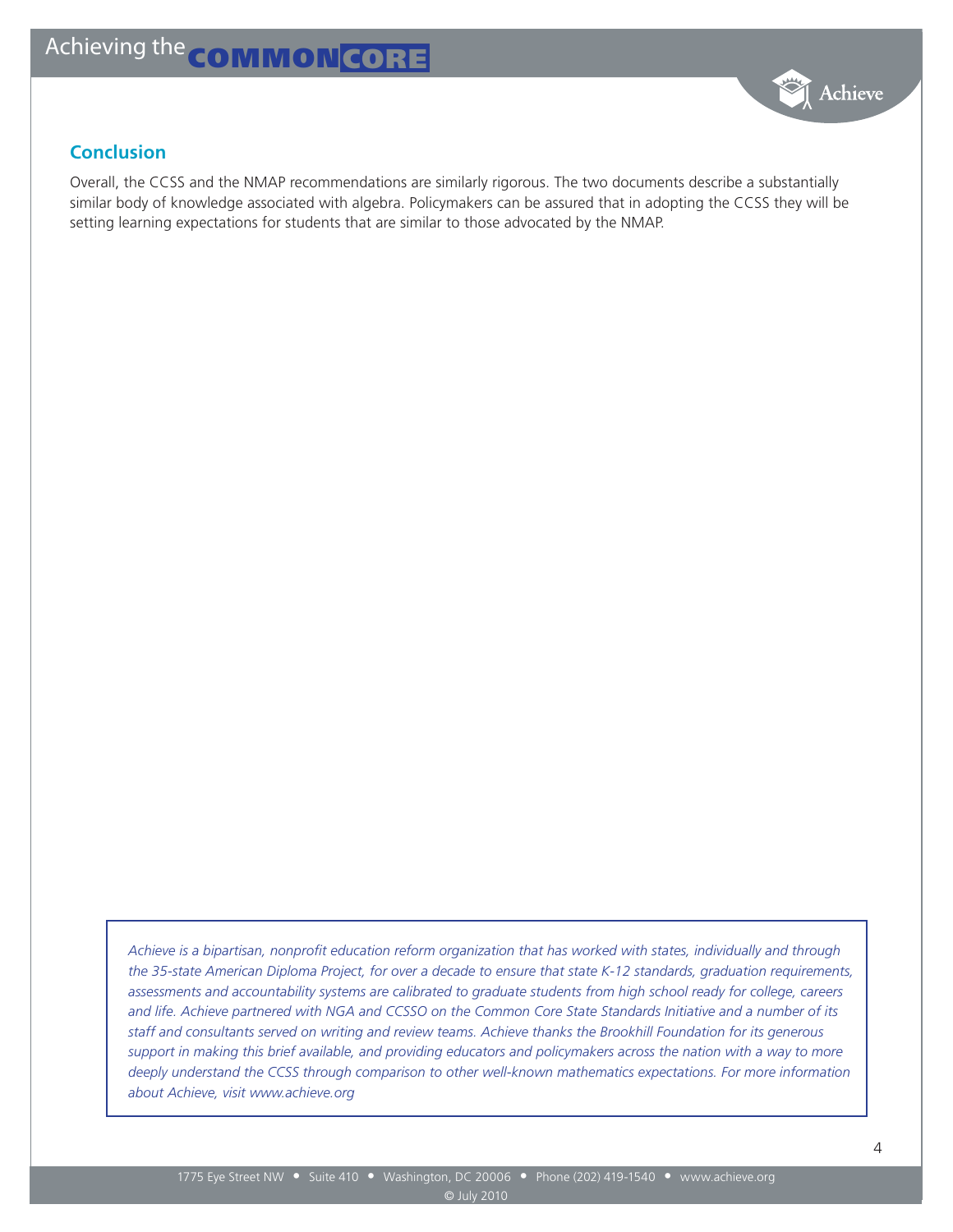## Conclusion

Overall, the CCSS and the NMAP recommendations are similarly rigorous. The two documents describe a substantially similar body of knowledge associated with algebra. Policymakers can be assured that in adopting the CCSS they will be setting learning expectations for students that are similar to those advocated by the NMAP.

*Achieve is a bipartisan, nonprofit education reform organization that has worked with states, individually and through the 35-state American Diploma Project, for over a decade to ensure that state K-12 standards, graduation requirements, assessments and accountability systems are calibrated to graduate students from high school ready for college, careers and life. Achieve partnered with NGA and CCSSO on the Common Core State Standards Initiative and a number of its staff and consultants served on writing and review teams. Achieve thanks the Brookhill Foundation for its generous support in making this brief available, and providing educators and policymakers across the nation with a way to more deeply understand the CCSS through comparison to other well-known mathematics expectations. For more information about Achieve, visit www.achieve.org*

1775 Eye Street NW • Suite 410 • Washington, DC 20006 • Phone (202) 419-1540 • www.achieve.org

© July 2010